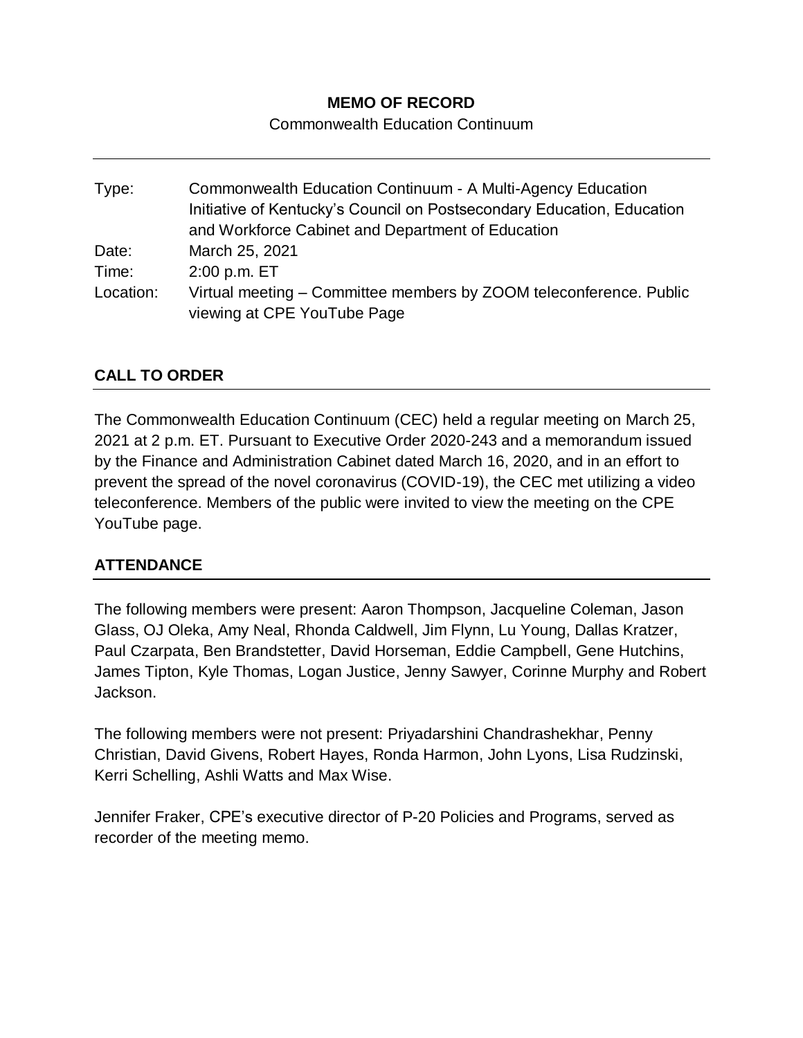**MEMO OF RECORD**

Commonwealth Education Continuum

| | |
|---|---|
| Type: | Commonwealth Education Continuum - A Multi-Agency Education Initiative of Kentucky's Council on Postsecondary Education, Education and Workforce Cabinet and Department of Education |
| Date: | March 25, 2021 |
| Time: | 2:00 p.m. ET |
| Location: | Virtual meeting – Committee members by ZOOM teleconference. Public viewing at CPE YouTube Page |

## CALL TO ORDER

The Commonwealth Education Continuum (CEC) held a regular meeting on March 25, 2021 at 2 p.m. ET. Pursuant to Executive Order 2020-243 and a memorandum issued by the Finance and Administration Cabinet dated March 16, 2020, and in an effort to prevent the spread of the novel coronavirus (COVID-19), the CEC met utilizing a video teleconference. Members of the public were invited to view the meeting on the CPE YouTube page.

## ATTENDANCE

The following members were present: Aaron Thompson, Jacqueline Coleman, Jason Glass, OJ Oleka, Amy Neal, Rhonda Caldwell, Jim Flynn, Lu Young, Dallas Kratzer, Paul Czarpata, Ben Brandstetter, David Horseman, Eddie Campbell, Gene Hutchins, James Tipton, Kyle Thomas, Logan Justice, Jenny Sawyer, Corinne Murphy and Robert Jackson.

The following members were not present: Priyadarshini Chandrashekhar, Penny Christian, David Givens, Robert Hayes, Ronda Harmon, John Lyons, Lisa Rudzinski, Kerri Schelling, Ashli Watts and Max Wise.

Jennifer Fraker, CPE's executive director of P-20 Policies and Programs, served as recorder of the meeting memo.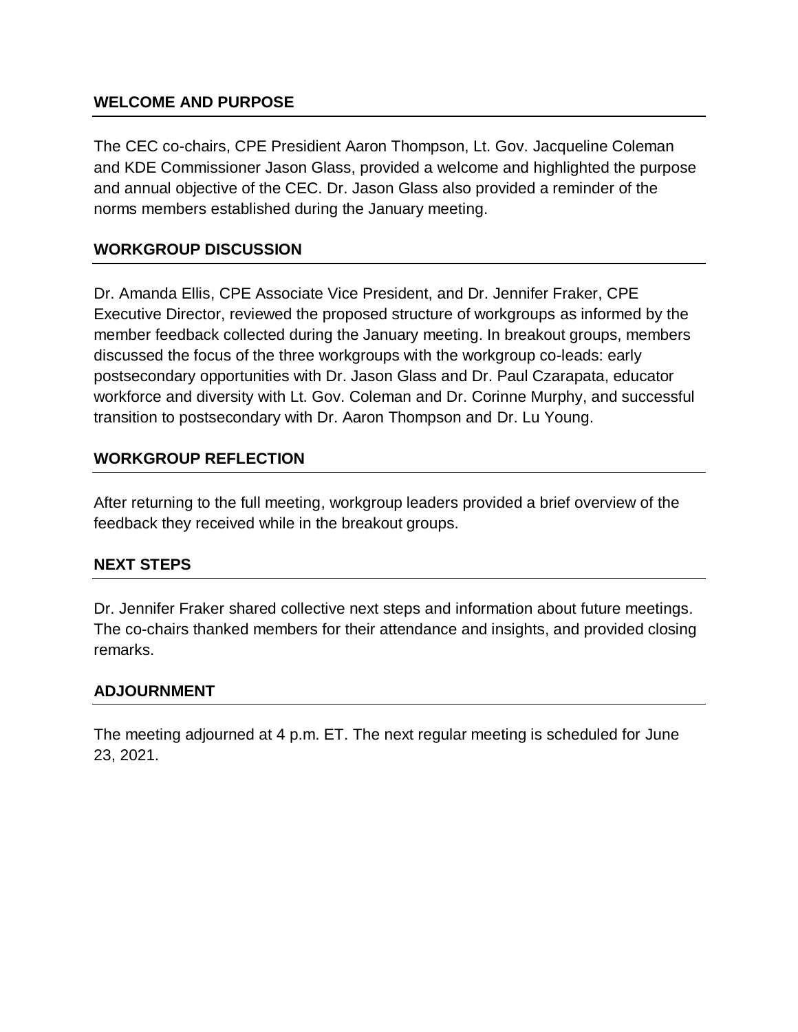## WELCOME AND PURPOSE

The CEC co-chairs, CPE Presidient Aaron Thompson, Lt. Gov. Jacqueline Coleman and KDE Commissioner Jason Glass, provided a welcome and highlighted the purpose and annual objective of the CEC. Dr. Jason Glass also provided a reminder of the norms members established during the January meeting.

## WORKGROUP DISCUSSION

Dr. Amanda Ellis, CPE Associate Vice President, and Dr. Jennifer Fraker, CPE Executive Director, reviewed the proposed structure of workgroups as informed by the member feedback collected during the January meeting. In breakout groups, members discussed the focus of the three workgroups with the workgroup co-leads: early postsecondary opportunities with Dr. Jason Glass and Dr. Paul Czarapata, educator workforce and diversity with Lt. Gov. Coleman and Dr. Corinne Murphy, and successful transition to postsecondary with Dr. Aaron Thompson and Dr. Lu Young.

## WORKGROUP REFLECTION

After returning to the full meeting, workgroup leaders provided a brief overview of the feedback they received while in the breakout groups.

## NEXT STEPS

Dr. Jennifer Fraker shared collective next steps and information about future meetings. The co-chairs thanked members for their attendance and insights, and provided closing remarks.

## ADJOURNMENT

The meeting adjourned at 4 p.m. ET. The next regular meeting is scheduled for June 23, 2021.